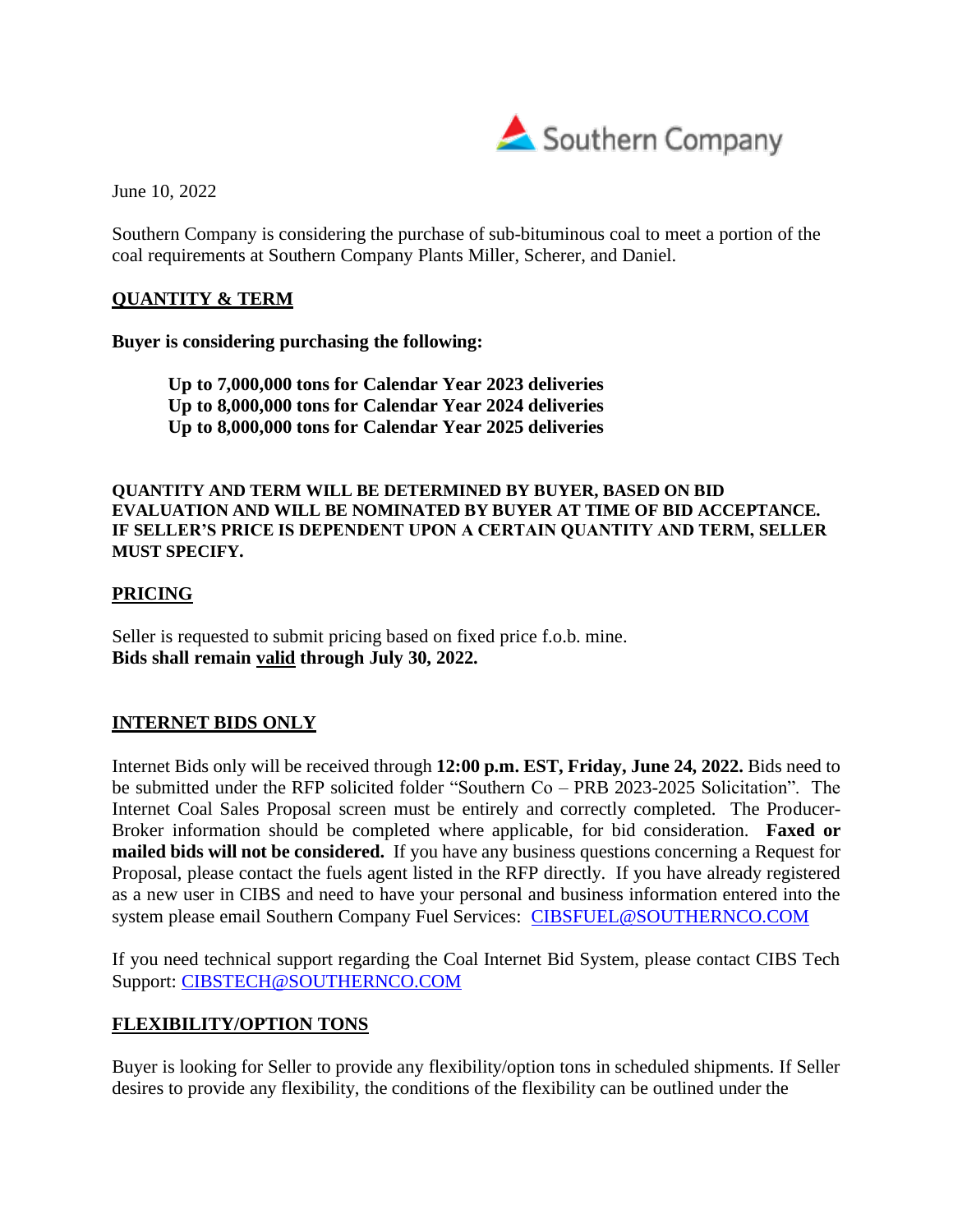Southern Company

June 10, 2022

Southern Company is considering the purchase of sub-bituminous coal to meet a portion of the coal requirements at Southern Company Plants Miller, Scherer, and Daniel.

## QUANTITY & TERM

**Buyer is considering purchasing the following:**

> **Up to 7,000,000 tons for Calendar Year 2023 deliveries**
> **Up to 8,000,000 tons for Calendar Year 2024 deliveries**
> **Up to 8,000,000 tons for Calendar Year 2025 deliveries**

**QUANTITY AND TERM WILL BE DETERMINED BY BUYER, BASED ON BID EVALUATION AND WILL BE NOMINATED BY BUYER AT TIME OF BID ACCEPTANCE. IF SELLER'S PRICE IS DEPENDENT UPON A CERTAIN QUANTITY AND TERM, SELLER MUST SPECIFY.**

## PRICING

Seller is requested to submit pricing based on fixed price f.o.b. mine.
**Bids shall remain valid through July 30, 2022.**

## INTERNET BIDS ONLY

Internet Bids only will be received through **12:00 p.m. EST, Friday, June 24, 2022.** Bids need to be submitted under the RFP solicited folder "Southern Co – PRB 2023-2025 Solicitation". The Internet Coal Sales Proposal screen must be entirely and correctly completed. The Producer-Broker information should be completed where applicable, for bid consideration. **Faxed or mailed bids will not be considered.** If you have any business questions concerning a Request for Proposal, please contact the fuels agent listed in the RFP directly. If you have already registered as a new user in CIBS and need to have your personal and business information entered into the system please email Southern Company Fuel Services: CIBSFUEL@SOUTHERNCO.COM

If you need technical support regarding the Coal Internet Bid System, please contact CIBS Tech Support: CIBSTECH@SOUTHERNCO.COM

## FLEXIBILITY/OPTION TONS

Buyer is looking for Seller to provide any flexibility/option tons in scheduled shipments. If Seller desires to provide any flexibility, the conditions of the flexibility can be outlined under the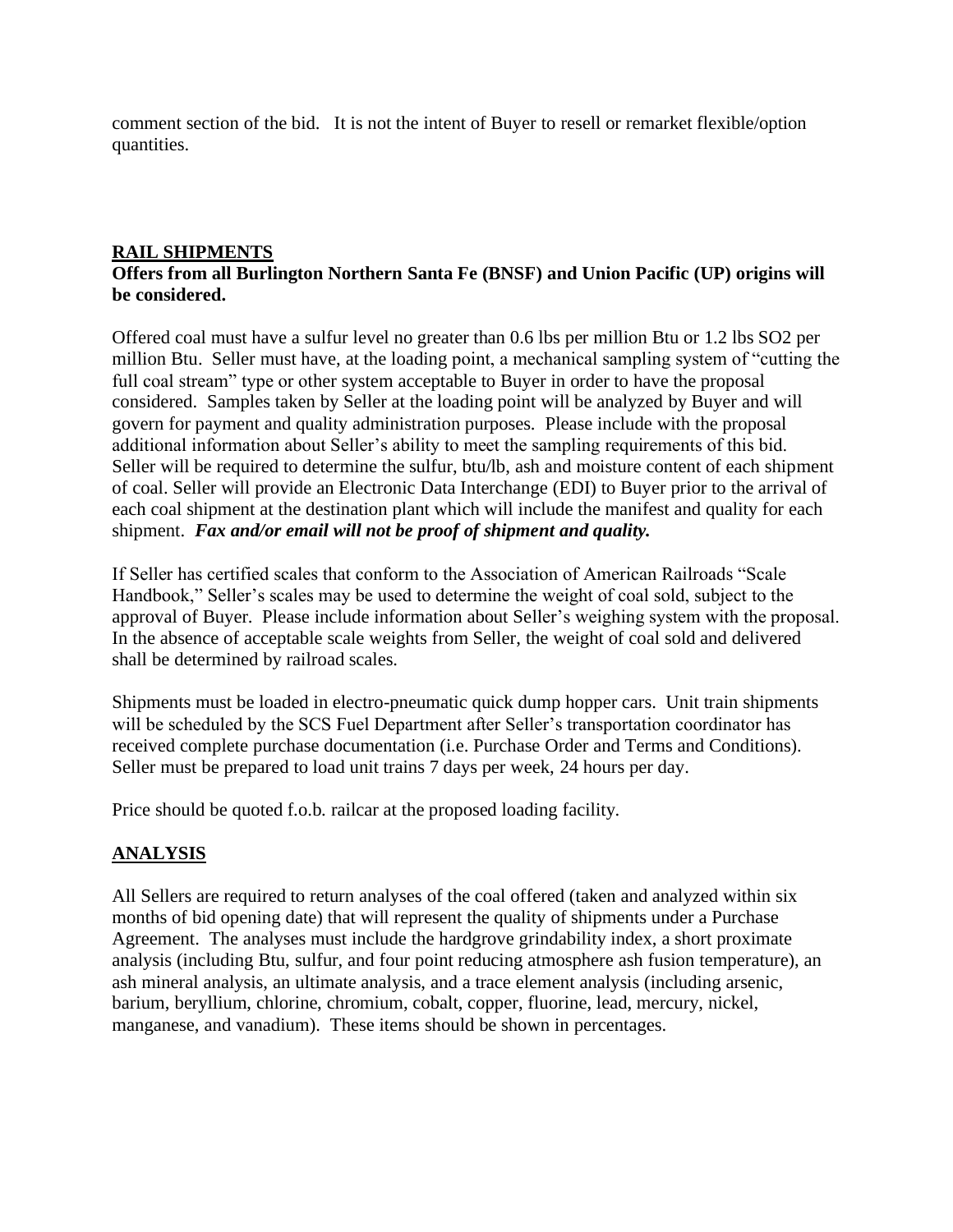comment section of the bid. It is not the intent of Buyer to resell or remarket flexible/option quantities.

## RAIL SHIPMENTS

**Offers from all Burlington Northern Santa Fe (BNSF) and Union Pacific (UP) origins will be considered.**

Offered coal must have a sulfur level no greater than 0.6 lbs per million Btu or 1.2 lbs $SO_2$ per million Btu. Seller must have, at the loading point, a mechanical sampling system of "cutting the full coal stream" type or other system acceptable to Buyer in order to have the proposal considered. Samples taken by Seller at the loading point will be analyzed by Buyer and will govern for payment and quality administration purposes. Please include with the proposal additional information about Seller's ability to meet the sampling requirements of this bid. Seller will be required to determine the sulfur, btu/lb, ash and moisture content of each shipment of coal. Seller will provide an Electronic Data Interchange (EDI) to Buyer prior to the arrival of each coal shipment at the destination plant which will include the manifest and quality for each shipment. ***Fax and/or email will not be proof of shipment and quality.***

If Seller has certified scales that conform to the Association of American Railroads "Scale Handbook," Seller's scales may be used to determine the weight of coal sold, subject to the approval of Buyer. Please include information about Seller's weighing system with the proposal. In the absence of acceptable scale weights from Seller, the weight of coal sold and delivered shall be determined by railroad scales.

Shipments must be loaded in electro-pneumatic quick dump hopper cars. Unit train shipments will be scheduled by the SCS Fuel Department after Seller's transportation coordinator has received complete purchase documentation (i.e. Purchase Order and Terms and Conditions). Seller must be prepared to load unit trains 7 days per week, 24 hours per day.

Price should be quoted f.o.b. railcar at the proposed loading facility.

## ANALYSIS

All Sellers are required to return analyses of the coal offered (taken and analyzed within six months of bid opening date) that will represent the quality of shipments under a Purchase Agreement. The analyses must include the hardgrove grindability index, a short proximate analysis (including Btu, sulfur, and four point reducing atmosphere ash fusion temperature), an ash mineral analysis, an ultimate analysis, and a trace element analysis (including arsenic, barium, beryllium, chlorine, chromium, cobalt, copper, fluorine, lead, mercury, nickel, manganese, and vanadium). These items should be shown in percentages.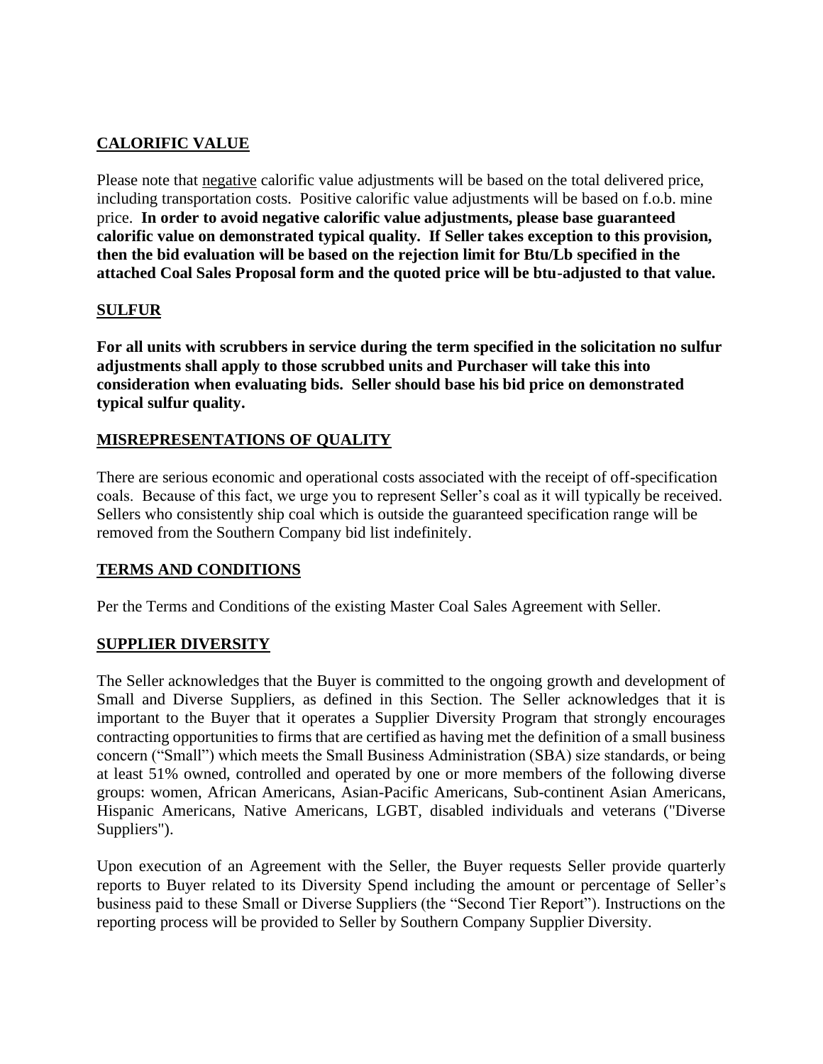## CALORIFIC VALUE

Please note that negative calorific value adjustments will be based on the total delivered price, including transportation costs. Positive calorific value adjustments will be based on f.o.b. mine price. **In order to avoid negative calorific value adjustments, please base guaranteed calorific value on demonstrated typical quality. If Seller takes exception to this provision, then the bid evaluation will be based on the rejection limit for Btu/Lb specified in the attached Coal Sales Proposal form and the quoted price will be btu-adjusted to that value.**

## SULFUR

**For all units with scrubbers in service during the term specified in the solicitation no sulfur adjustments shall apply to those scrubbed units and Purchaser will take this into consideration when evaluating bids. Seller should base his bid price on demonstrated typical sulfur quality.**

## MISREPRESENTATIONS OF QUALITY

There are serious economic and operational costs associated with the receipt of off-specification coals. Because of this fact, we urge you to represent Seller's coal as it will typically be received. Sellers who consistently ship coal which is outside the guaranteed specification range will be removed from the Southern Company bid list indefinitely.

## TERMS AND CONDITIONS

Per the Terms and Conditions of the existing Master Coal Sales Agreement with Seller.

## SUPPLIER DIVERSITY

The Seller acknowledges that the Buyer is committed to the ongoing growth and development of Small and Diverse Suppliers, as defined in this Section. The Seller acknowledges that it is important to the Buyer that it operates a Supplier Diversity Program that strongly encourages contracting opportunities to firms that are certified as having met the definition of a small business concern ("Small") which meets the Small Business Administration (SBA) size standards, or being at least 51% owned, controlled and operated by one or more members of the following diverse groups: women, African Americans, Asian-Pacific Americans, Sub-continent Asian Americans, Hispanic Americans, Native Americans, LGBT, disabled individuals and veterans ("Diverse Suppliers").

Upon execution of an Agreement with the Seller, the Buyer requests Seller provide quarterly reports to Buyer related to its Diversity Spend including the amount or percentage of Seller's business paid to these Small or Diverse Suppliers (the "Second Tier Report"). Instructions on the reporting process will be provided to Seller by Southern Company Supplier Diversity.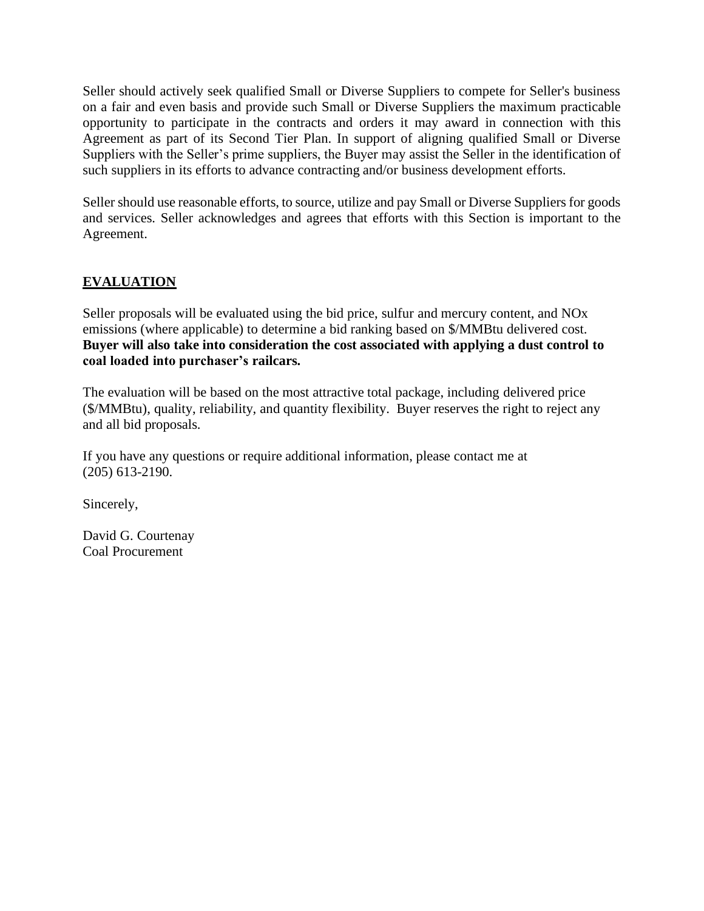Seller should actively seek qualified Small or Diverse Suppliers to compete for Seller's business on a fair and even basis and provide such Small or Diverse Suppliers the maximum practicable opportunity to participate in the contracts and orders it may award in connection with this Agreement as part of its Second Tier Plan. In support of aligning qualified Small or Diverse Suppliers with the Seller's prime suppliers, the Buyer may assist the Seller in the identification of such suppliers in its efforts to advance contracting and/or business development efforts.

Seller should use reasonable efforts, to source, utilize and pay Small or Diverse Suppliers for goods and services. Seller acknowledges and agrees that efforts with this Section is important to the Agreement.

## EVALUATION

Seller proposals will be evaluated using the bid price, sulfur and mercury content, and NOx emissions (where applicable) to determine a bid ranking based on $/MMBtu delivered cost. **Buyer will also take into consideration the cost associated with applying a dust control to coal loaded into purchaser's railcars.**

The evaluation will be based on the most attractive total package, including delivered price ($/MMBtu), quality, reliability, and quantity flexibility. Buyer reserves the right to reject any and all bid proposals.

If you have any questions or require additional information, please contact me at (205) 613-2190.

Sincerely,

David G. Courtenay
Coal Procurement